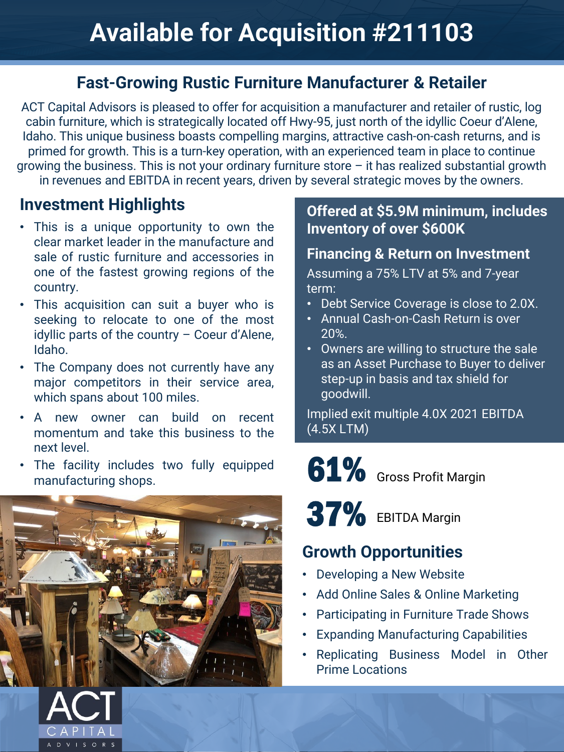# Available for Acquisition #211103

## Fast-Growing Rustic Furniture Manufacturer & Retailer

ACT Capital Advisors is pleased to offer for acquisition a manufacturer and retailer of rustic, log cabin furniture, which is strategically located off Hwy-95, just north of the idyllic Coeur d'Alene, Idaho. This unique business boasts compelling margins, attractive cash-on-cash returns, and is primed for growth. This is a turn-key operation, with an experienced team in place to continue growing the business. This is not your ordinary furniture store – it has realized substantial growth in revenues and EBITDA in recent years, driven by several strategic moves by the owners.

## Investment Highlights

- This is a unique opportunity to own the clear market leader in the manufacture and sale of rustic furniture and accessories in one of the fastest growing regions of the country.
- This acquisition can suit a buyer who is seeking to relocate to one of the most idyllic parts of the country – Coeur d'Alene, Idaho.
- The Company does not currently have any major competitors in their service area, which spans about 100 miles.
- A new owner can build on recent momentum and take this business to the next level.
- The facility includes two fully equipped manufacturing shops.

### Offered at $5.9M minimum, includes Inventory of over $600K

### Financing & Return on Investment

Assuming a 75% LTV at 5% and 7-year term:

- Debt Service Coverage is close to 2.0X.
- Annual Cash-on-Cash Return is over 20%.
- Owners are willing to structure the sale as an Asset Purchase to Buyer to deliver step-up in basis and tax shield for goodwill.

Implied exit multiple 4.0X 2021 EBITDA (4.5X LTM)

**61%** Gross Profit Margin

**37%** EBITDA Margin

## Growth Opportunities

- Developing a New Website
- Add Online Sales & Online Marketing
- Participating in Furniture Trade Shows
- Expanding Manufacturing Capabilities
- Replicating Business Model in Other Prime Locations

ACT CAPITAL ADVISORS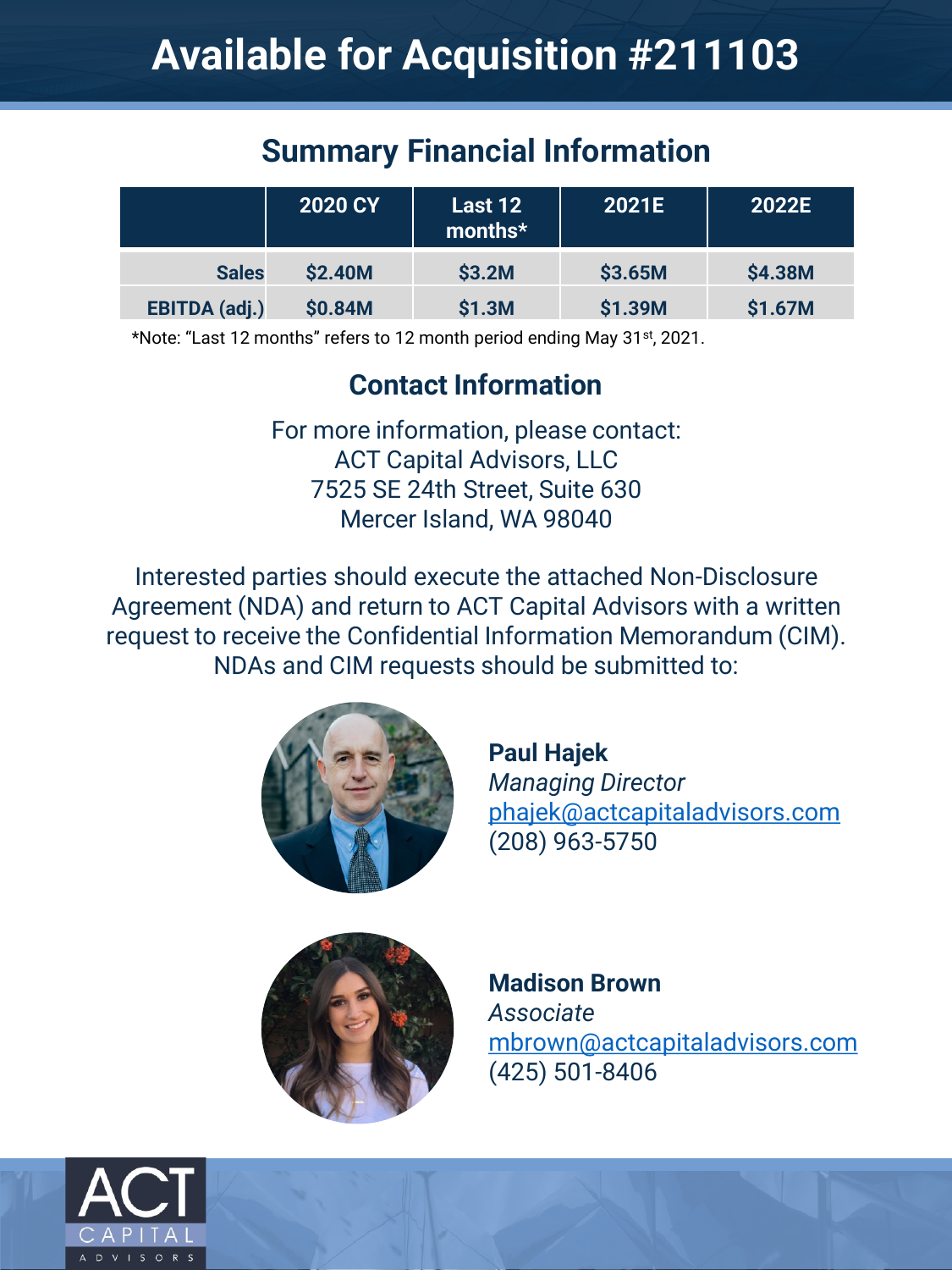# Available for Acquisition #211103

## Summary Financial Information

| | 2020 CY | Last 12 months* | 2021E | 2022E |
|---|---|---|---|---|
| Sales | $2.40M | $3.2M | $3.65M | $4.38M |
| EBITDA (adj.) | $0.84M | $1.3M | $1.39M | $1.67M |

*Note: "Last 12 months" refers to 12 month period ending May 31st, 2021.

## Contact Information

For more information, please contact:
ACT Capital Advisors, LLC
7525 SE 24th Street, Suite 630
Mercer Island, WA 98040

Interested parties should execute the attached Non-Disclosure Agreement (NDA) and return to ACT Capital Advisors with a written request to receive the Confidential Information Memorandum (CIM). NDAs and CIM requests should be submitted to:

**Paul Hajek**
*Managing Director*
phajek@actcapitaladvisors.com
(208) 963-5750

**Madison Brown**
*Associate*
mbrown@actcapitaladvisors.com
(425) 501-8406

ACT CAPITAL ADVISORS